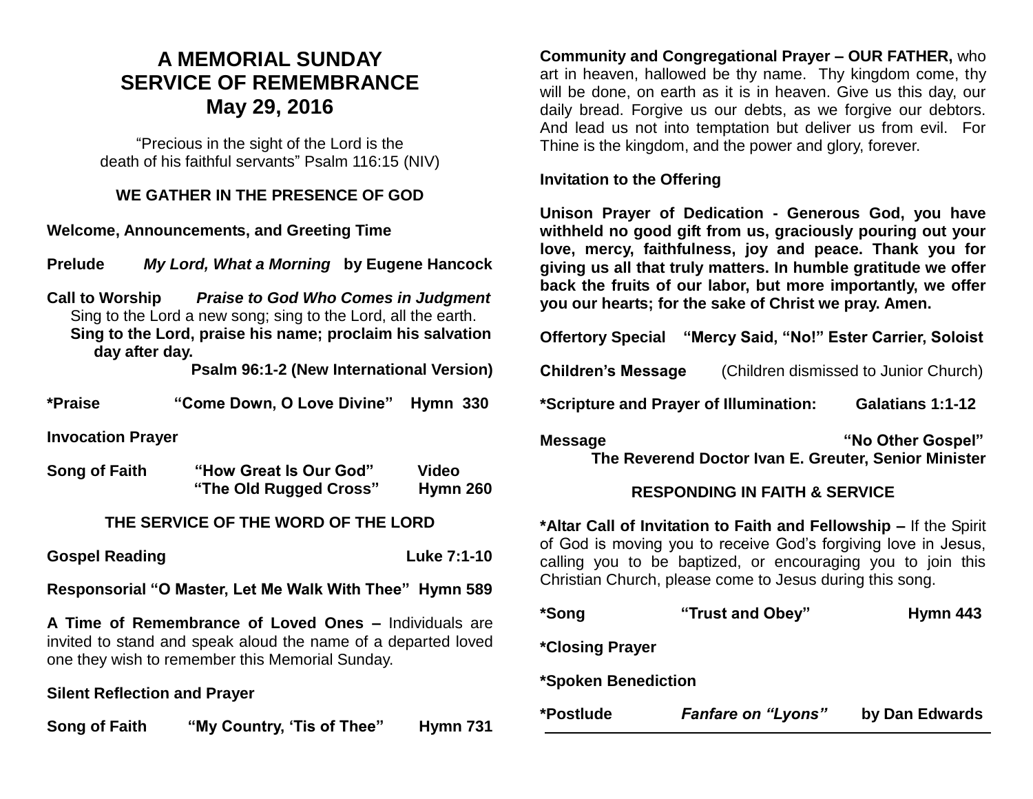# A MEMORIAL SUNDAY
# SERVICE OF REMEMBRANCE
# May 29, 2016

"Precious in the sight of the Lord is the death of his faithful servants" Psalm 116:15 (NIV)

## WE GATHER IN THE PRESENCE OF GOD

**Welcome, Announcements, and Greeting Time**

**Prelude** ***My Lord, What a Morning*** **by Eugene Hancock**

**Call to Worship** ***Praise to God Who Comes in Judgment***

Sing to the Lord a new song; sing to the Lord, all the earth.

**Sing to the Lord, praise his name; proclaim his salvation day after day.**

**Psalm 96:1-2 (New International Version)**

**\*Praise "Come Down, O Love Divine" Hymn 330**

**Invocation Prayer**

**Song of Faith "How Great Is Our God" Video**
**"The Old Rugged Cross" Hymn 260**

## THE SERVICE OF THE WORD OF THE LORD

**Gospel Reading Luke 7:1-10**

**Responsorial "O Master, Let Me Walk With Thee" Hymn 589**

**A Time of Remembrance of Loved Ones –** Individuals are invited to stand and speak aloud the name of a departed loved one they wish to remember this Memorial Sunday.

**Silent Reflection and Prayer**

**Song of Faith "My Country, 'Tis of Thee" Hymn 731**

**Community and Congregational Prayer – OUR FATHER,** who art in heaven, hallowed be thy name. Thy kingdom come, thy will be done, on earth as it is in heaven. Give us this day, our daily bread. Forgive us our debts, as we forgive our debtors. And lead us not into temptation but deliver us from evil. For Thine is the kingdom, and the power and glory, forever.

**Invitation to the Offering**

**Unison Prayer of Dedication - Generous God, you have withheld no good gift from us, graciously pouring out your love, mercy, faithfulness, joy and peace. Thank you for giving us all that truly matters. In humble gratitude we offer back the fruits of our labor, but more importantly, we offer you our hearts; for the sake of Christ we pray. Amen.**

**Offertory Special "Mercy Said, "No!" Ester Carrier, Soloist**

**Children's Message** (Children dismissed to Junior Church)

**\*Scripture and Prayer of Illumination: Galatians 1:1-12**

**Message "No Other Gospel"**
**The Reverend Doctor Ivan E. Greuter, Senior Minister**

## RESPONDING IN FAITH & SERVICE

**\*Altar Call of Invitation to Faith and Fellowship –** If the Spirit of God is moving you to receive God's forgiving love in Jesus, calling you to be baptized, or encouraging you to join this Christian Church, please come to Jesus during this song.

**\*Song "Trust and Obey" Hymn 443**

**\*Closing Prayer**

**\*Spoken Benediction**

**\*Postlude** ***Fanfare on "Lyons"*** **by Dan Edwards**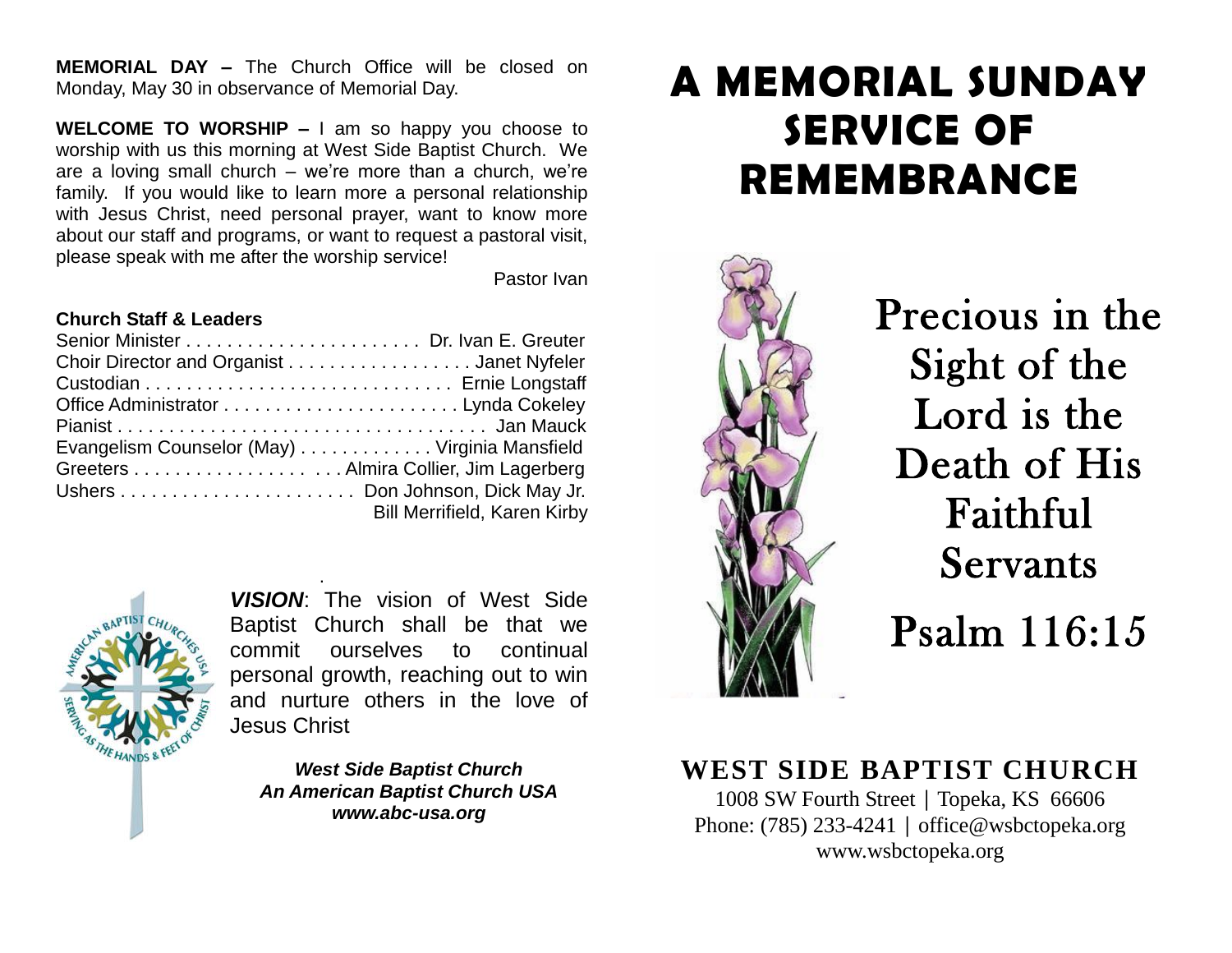**MEMORIAL DAY –** The Church Office will be closed on Monday, May 30 in observance of Memorial Day.

**WELCOME TO WORSHIP –** I am so happy you choose to worship with us this morning at West Side Baptist Church. We are a loving small church – we're more than a church, we're family. If you would like to learn more a personal relationship with Jesus Christ, need personal prayer, want to know more about our staff and programs, or want to request a pastoral visit, please speak with me after the worship service!

Pastor Ivan

**Church Staff & Leaders**

Senior Minister . . . . . . . . . . . . . . . . . . . . . . . . Dr. Ivan E. Greuter
Choir Director and Organist . . . . . . . . . . . . . . . . . . Janet Nyfeler
Custodian . . . . . . . . . . . . . . . . . . . . . . . . . . . . . . Ernie Longstaff
Office Administrator . . . . . . . . . . . . . . . . . . . . . . . Lynda Cokeley
Pianist . . . . . . . . . . . . . . . . . . . . . . . . . . . . . . . . . . . . . Jan Mauck
Evangelism Counselor (May) . . . . . . . . . . . . . Virginia Mansfield
Greeters . . . . . . . . . . . . . . . . . . . . Almira Collier, Jim Lagerberg
Ushers . . . . . . . . . . . . . . . . . . . . . . . . Don Johnson, Dick May Jr.
Bill Merrifield, Karen Kirby

***VISION***: The vision of West Side Baptist Church shall be that we commit ourselves to continual personal growth, reaching out to win and nurture others in the love of Jesus Christ

***West Side Baptist Church***
***An American Baptist Church USA***
***www.abc-usa.org***

# A MEMORIAL SUNDAY SERVICE OF REMEMBRANCE

Precious in the Sight of the Lord is the Death of His Faithful Servants

Psalm 116:15

## WEST SIDE BAPTIST CHURCH

1008 SW Fourth Street | Topeka, KS 66606
Phone: (785) 233-4241 | office@wsbctopeka.org
www.wsbctopeka.org